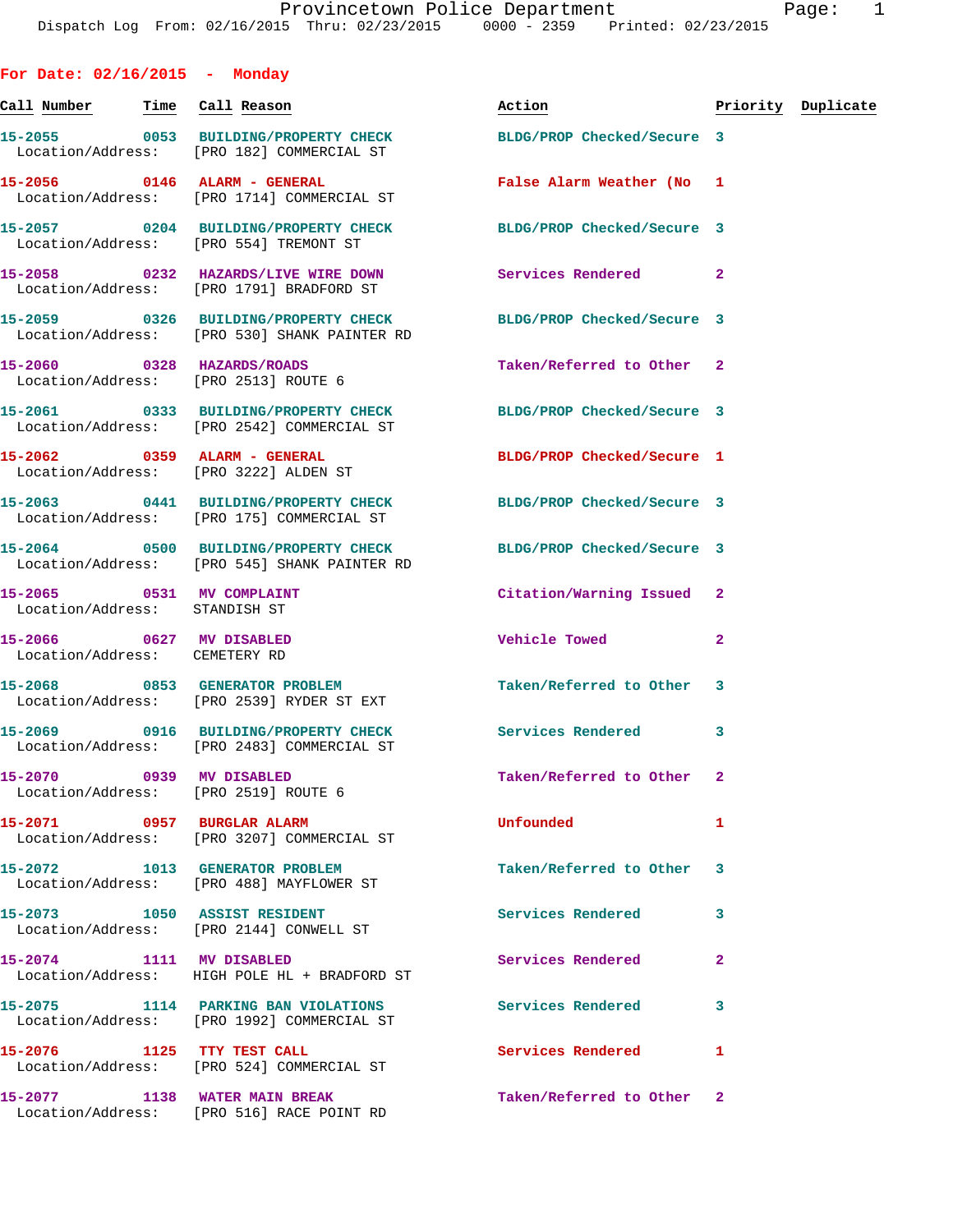# Provincetown Police Department

Dispatch Log From: 02/16/2015 Thru: 02/23/2015 0000 - 2359 Printed: 02/23/2015

## For Date: 02/16/2015 - Monday

| Call Number | Time | Call Reason | Action | Priority | Duplicate |
|---|---|---|---|---|---|
| 15-2055 | 0053 | BUILDING/PROPERTY CHECK | BLDG/PROP Checked/Secure | 3 | |
| Location/Address: | | [PRO 182] COMMERCIAL ST | | | |
| 15-2056 | 0146 | ALARM - GENERAL | False Alarm Weather (No | 1 | |
| Location/Address: | | [PRO 1714] COMMERCIAL ST | | | |
| 15-2057 | 0204 | BUILDING/PROPERTY CHECK | BLDG/PROP Checked/Secure | 3 | |
| Location/Address: | | [PRO 554] TREMONT ST | | | |
| 15-2058 | 0232 | HAZARDS/LIVE WIRE DOWN | Services Rendered | 2 | |
| Location/Address: | | [PRO 1791] BRADFORD ST | | | |
| 15-2059 | 0326 | BUILDING/PROPERTY CHECK | BLDG/PROP Checked/Secure | 3 | |
| Location/Address: | | [PRO 530] SHANK PAINTER RD | | | |
| 15-2060 | 0328 | HAZARDS/ROADS | Taken/Referred to Other | 2 | |
| Location/Address: | | [PRO 2513] ROUTE 6 | | | |
| 15-2061 | 0333 | BUILDING/PROPERTY CHECK | BLDG/PROP Checked/Secure | 3 | |
| Location/Address: | | [PRO 2542] COMMERCIAL ST | | | |
| 15-2062 | 0359 | ALARM - GENERAL | BLDG/PROP Checked/Secure | 1 | |
| Location/Address: | | [PRO 3222] ALDEN ST | | | |
| 15-2063 | 0441 | BUILDING/PROPERTY CHECK | BLDG/PROP Checked/Secure | 3 | |
| Location/Address: | | [PRO 175] COMMERCIAL ST | | | |
| 15-2064 | 0500 | BUILDING/PROPERTY CHECK | BLDG/PROP Checked/Secure | 3 | |
| Location/Address: | | [PRO 545] SHANK PAINTER RD | | | |
| 15-2065 | 0531 | MV COMPLAINT | Citation/Warning Issued | 2 | |
| Location/Address: | | STANDISH ST | | | |
| 15-2066 | 0627 | MV DISABLED | Vehicle Towed | 2 | |
| Location/Address: | | CEMETERY RD | | | |
| 15-2068 | 0853 | GENERATOR PROBLEM | Taken/Referred to Other | 3 | |
| Location/Address: | | [PRO 2539] RYDER ST EXT | | | |
| 15-2069 | 0916 | BUILDING/PROPERTY CHECK | Services Rendered | 3 | |
| Location/Address: | | [PRO 2483] COMMERCIAL ST | | | |
| 15-2070 | 0939 | MV DISABLED | Taken/Referred to Other | 2 | |
| Location/Address: | | [PRO 2519] ROUTE 6 | | | |
| 15-2071 | 0957 | BURGLAR ALARM | Unfounded | 1 | |
| Location/Address: | | [PRO 3207] COMMERCIAL ST | | | |
| 15-2072 | 1013 | GENERATOR PROBLEM | Taken/Referred to Other | 3 | |
| Location/Address: | | [PRO 488] MAYFLOWER ST | | | |
| 15-2073 | 1050 | ASSIST RESIDENT | Services Rendered | 3 | |
| Location/Address: | | [PRO 2144] CONWELL ST | | | |
| 15-2074 | 1111 | MV DISABLED | Services Rendered | 2 | |
| Location/Address: | | HIGH POLE HL + BRADFORD ST | | | |
| 15-2075 | 1114 | PARKING BAN VIOLATIONS | Services Rendered | 3 | |
| Location/Address: | | [PRO 1992] COMMERCIAL ST | | | |
| 15-2076 | 1125 | TTY TEST CALL | Services Rendered | 1 | |
| Location/Address: | | [PRO 524] COMMERCIAL ST | | | |
| 15-2077 | 1138 | WATER MAIN BREAK | Taken/Referred to Other | 2 | |
| Location/Address: | | [PRO 516] RACE POINT RD | | | |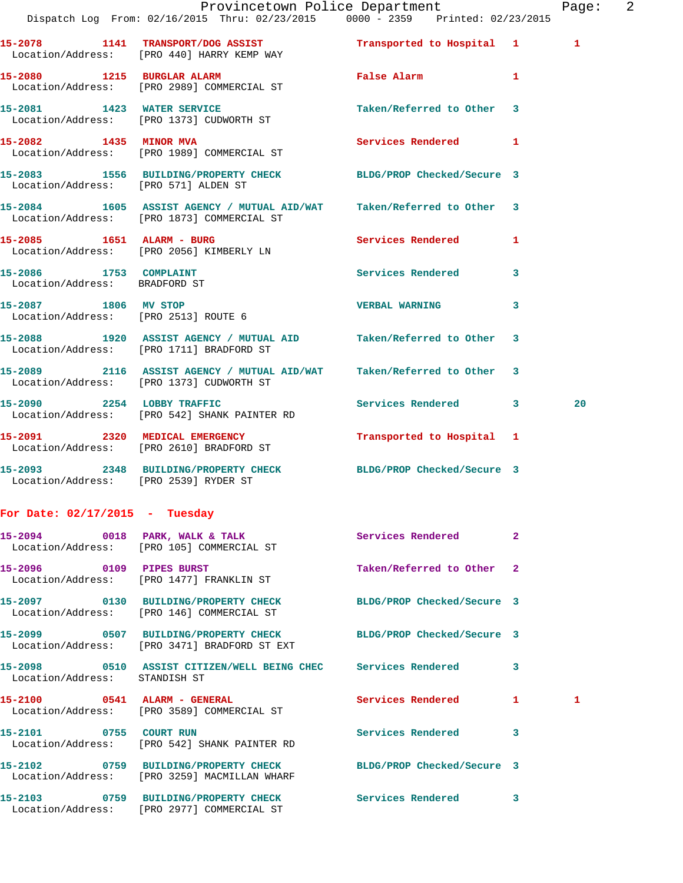| Call Number | Time | Call Reason | Action | Priority | | |
|---|---|---|---|---|---|---|
| 15-2078 | 1141 | TRANSPORT/DOG ASSIST | Transported to Hospital | 1 | 1 | |
| Location/Address: | [PRO 440] HARRY KEMP WAY | | | | | |
| 15-2080 | 1215 | BURGLAR ALARM | False Alarm | 1 | | |
| Location/Address: | [PRO 2989] COMMERCIAL ST | | | | | |
| 15-2081 | 1423 | WATER SERVICE | Taken/Referred to Other | 3 | | |
| Location/Address: | [PRO 1373] CUDWORTH ST | | | | | |
| 15-2082 | 1435 | MINOR MVA | Services Rendered | 1 | | |
| Location/Address: | [PRO 1989] COMMERCIAL ST | | | | | |
| 15-2083 | 1556 | BUILDING/PROPERTY CHECK | BLDG/PROP Checked/Secure | 3 | | |
| Location/Address: | [PRO 571] ALDEN ST | | | | | |
| 15-2084 | 1605 | ASSIST AGENCY / MUTUAL AID/WAT | Taken/Referred to Other | 3 | | |
| Location/Address: | [PRO 1873] COMMERCIAL ST | | | | | |
| 15-2085 | 1651 | ALARM - BURG | Services Rendered | 1 | | |
| Location/Address: | [PRO 2056] KIMBERLY LN | | | | | |
| 15-2086 | 1753 | COMPLAINT | Services Rendered | 3 | | |
| Location/Address: | BRADFORD ST | | | | | |
| 15-2087 | 1806 | MV STOP | VERBAL WARNING | 3 | | |
| Location/Address: | [PRO 2513] ROUTE 6 | | | | | |
| 15-2088 | 1920 | ASSIST AGENCY / MUTUAL AID | Taken/Referred to Other | 3 | | |
| Location/Address: | [PRO 1711] BRADFORD ST | | | | | |
| 15-2089 | 2116 | ASSIST AGENCY / MUTUAL AID/WAT | Taken/Referred to Other | 3 | | |
| Location/Address: | [PRO 1373] CUDWORTH ST | | | | | |
| 15-2090 | 2254 | LOBBY TRAFFIC | Services Rendered | 3 | 20 | |
| Location/Address: | [PRO 542] SHANK PAINTER RD | | | | | |
| 15-2091 | 2320 | MEDICAL EMERGENCY | Transported to Hospital | 1 | | |
| Location/Address: | [PRO 2610] BRADFORD ST | | | | | |
| 15-2093 | 2348 | BUILDING/PROPERTY CHECK | BLDG/PROP Checked/Secure | 3 | | |
| Location/Address: | [PRO 2539] RYDER ST | | | | | |

**For Date: 02/17/2015 - Tuesday**

| Call Number | Time | Call Reason | Action | Priority | |
|---|---|---|---|---|---|
| 15-2094 | 0018 | PARK, WALK & TALK | Services Rendered | 2 | |
| Location/Address: | [PRO 105] COMMERCIAL ST | | | | |
| 15-2096 | 0109 | PIPES BURST | Taken/Referred to Other | 2 | |
| Location/Address: | [PRO 1477] FRANKLIN ST | | | | |
| 15-2097 | 0130 | BUILDING/PROPERTY CHECK | BLDG/PROP Checked/Secure | 3 | |
| Location/Address: | [PRO 146] COMMERCIAL ST | | | | |
| 15-2099 | 0507 | BUILDING/PROPERTY CHECK | BLDG/PROP Checked/Secure | 3 | |
| Location/Address: | [PRO 3471] BRADFORD ST EXT | | | | |
| 15-2098 | 0510 | ASSIST CITIZEN/WELL BEING CHEC | Services Rendered | 3 | |
| Location/Address: | STANDISH ST | | | | |
| 15-2100 | 0541 | ALARM - GENERAL | Services Rendered | 1 | 1 |
| Location/Address: | [PRO 3589] COMMERCIAL ST | | | | |
| 15-2101 | 0755 | COURT RUN | Services Rendered | 3 | |
| Location/Address: | [PRO 542] SHANK PAINTER RD | | | | |
| 15-2102 | 0759 | BUILDING/PROPERTY CHECK | BLDG/PROP Checked/Secure | 3 | |
| Location/Address: | [PRO 3259] MACMILLAN WHARF | | | | |
| 15-2103 | 0759 | BUILDING/PROPERTY CHECK | Services Rendered | 3 | |
| Location/Address: | [PRO 2977] COMMERCIAL ST | | | | |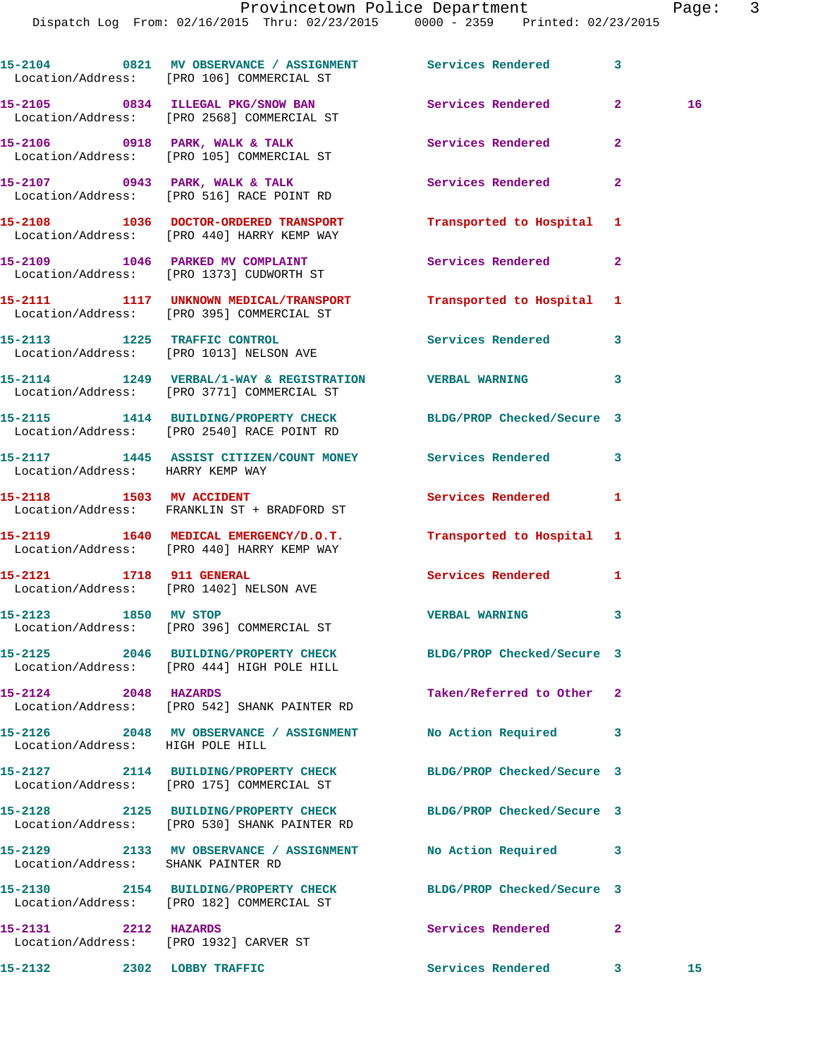| Call # | Time | Call Reason | Action | Priority | |
|---|---|---|---|---|---|
| 15-2104 | 0821 | MV OBSERVANCE / ASSIGNMENT | Services Rendered | 3 | |
| Location/Address: [PRO 106] COMMERCIAL ST | | | | | |
| 15-2105 | 0834 | ILLEGAL PKG/SNOW BAN | Services Rendered | 2 | 16 |
| Location/Address: [PRO 2568] COMMERCIAL ST | | | | | |
| 15-2106 | 0918 | PARK, WALK & TALK | Services Rendered | 2 | |
| Location/Address: [PRO 105] COMMERCIAL ST | | | | | |
| 15-2107 | 0943 | PARK, WALK & TALK | Services Rendered | 2 | |
| Location/Address: [PRO 516] RACE POINT RD | | | | | |
| 15-2108 | 1036 | DOCTOR-ORDERED TRANSPORT | Transported to Hospital | 1 | |
| Location/Address: [PRO 440] HARRY KEMP WAY | | | | | |
| 15-2109 | 1046 | PARKED MV COMPLAINT | Services Rendered | 2 | |
| Location/Address: [PRO 1373] CUDWORTH ST | | | | | |
| 15-2111 | 1117 | UNKNOWN MEDICAL/TRANSPORT | Transported to Hospital | 1 | |
| Location/Address: [PRO 395] COMMERCIAL ST | | | | | |
| 15-2113 | 1225 | TRAFFIC CONTROL | Services Rendered | 3 | |
| Location/Address: [PRO 1013] NELSON AVE | | | | | |
| 15-2114 | 1249 | VERBAL/1-WAY & REGISTRATION | VERBAL WARNING | 3 | |
| Location/Address: [PRO 3771] COMMERCIAL ST | | | | | |
| 15-2115 | 1414 | BUILDING/PROPERTY CHECK | BLDG/PROP Checked/Secure | 3 | |
| Location/Address: [PRO 2540] RACE POINT RD | | | | | |
| 15-2117 | 1445 | ASSIST CITIZEN/COUNT MONEY | Services Rendered | 3 | |
| Location/Address: HARRY KEMP WAY | | | | | |
| 15-2118 | 1503 | MV ACCIDENT | Services Rendered | 1 | |
| Location/Address: FRANKLIN ST + BRADFORD ST | | | | | |
| 15-2119 | 1640 | MEDICAL EMERGENCY/D.O.T. | Transported to Hospital | 1 | |
| Location/Address: [PRO 440] HARRY KEMP WAY | | | | | |
| 15-2121 | 1718 | 911 GENERAL | Services Rendered | 1 | |
| Location/Address: [PRO 1402] NELSON AVE | | | | | |
| 15-2123 | 1850 | MV STOP | VERBAL WARNING | 3 | |
| Location/Address: [PRO 396] COMMERCIAL ST | | | | | |
| 15-2125 | 2046 | BUILDING/PROPERTY CHECK | BLDG/PROP Checked/Secure | 3 | |
| Location/Address: [PRO 444] HIGH POLE HILL | | | | | |
| 15-2124 | 2048 | HAZARDS | Taken/Referred to Other | 2 | |
| Location/Address: [PRO 542] SHANK PAINTER RD | | | | | |
| 15-2126 | 2048 | MV OBSERVANCE / ASSIGNMENT | No Action Required | 3 | |
| Location/Address: HIGH POLE HILL | | | | | |
| 15-2127 | 2114 | BUILDING/PROPERTY CHECK | BLDG/PROP Checked/Secure | 3 | |
| Location/Address: [PRO 175] COMMERCIAL ST | | | | | |
| 15-2128 | 2125 | BUILDING/PROPERTY CHECK | BLDG/PROP Checked/Secure | 3 | |
| Location/Address: [PRO 530] SHANK PAINTER RD | | | | | |
| 15-2129 | 2133 | MV OBSERVANCE / ASSIGNMENT | No Action Required | 3 | |
| Location/Address: SHANK PAINTER RD | | | | | |
| 15-2130 | 2154 | BUILDING/PROPERTY CHECK | BLDG/PROP Checked/Secure | 3 | |
| Location/Address: [PRO 182] COMMERCIAL ST | | | | | |
| 15-2131 | 2212 | HAZARDS | Services Rendered | 2 | |
| Location/Address: [PRO 1932] CARVER ST | | | | | |
| 15-2132 | 2302 | LOBBY TRAFFIC | Services Rendered | 3 | 15 |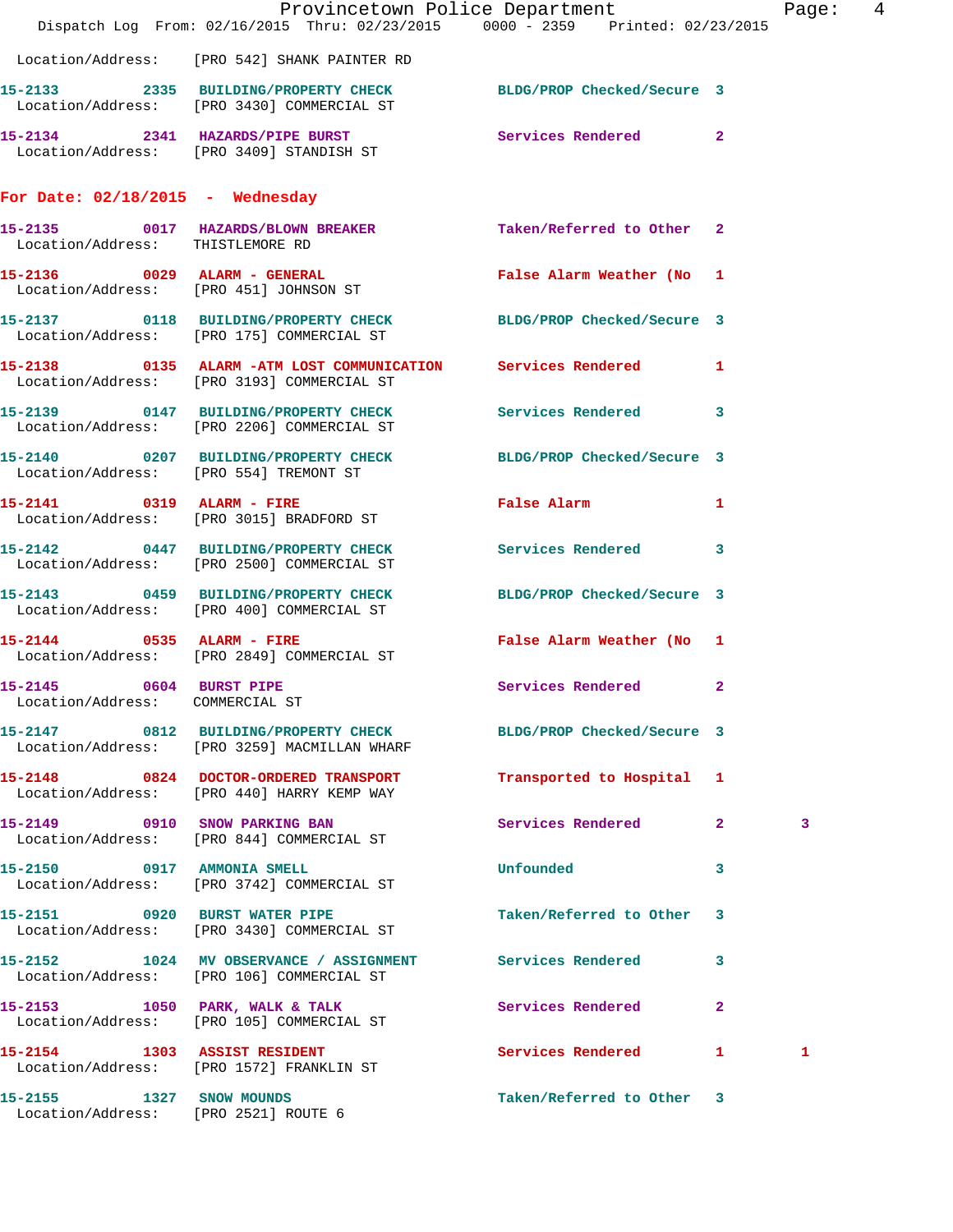Location/Address: [PRO 542] SHANK PAINTER RD

15-2133 2335 BUILDING/PROPERTY CHECK BLDG/PROP Checked/Secure 3
Location/Address: [PRO 3430] COMMERCIAL ST

15-2134 2341 HAZARDS/PIPE BURST Services Rendered 2
Location/Address: [PRO 3409] STANDISH ST

## For Date: 02/18/2015 - Wednesday

15-2135 0017 HAZARDS/BLOWN BREAKER Taken/Referred to Other 2
Location/Address: THISTLEMORE RD

15-2136 0029 ALARM - GENERAL False Alarm Weather (No 1
Location/Address: [PRO 451] JOHNSON ST

15-2137 0118 BUILDING/PROPERTY CHECK BLDG/PROP Checked/Secure 3
Location/Address: [PRO 175] COMMERCIAL ST

15-2138 0135 ALARM -ATM LOST COMMUNICATION Services Rendered 1
Location/Address: [PRO 3193] COMMERCIAL ST

15-2139 0147 BUILDING/PROPERTY CHECK Services Rendered 3
Location/Address: [PRO 2206] COMMERCIAL ST

15-2140 0207 BUILDING/PROPERTY CHECK BLDG/PROP Checked/Secure 3
Location/Address: [PRO 554] TREMONT ST

15-2141 0319 ALARM - FIRE False Alarm 1
Location/Address: [PRO 3015] BRADFORD ST

15-2142 0447 BUILDING/PROPERTY CHECK Services Rendered 3
Location/Address: [PRO 2500] COMMERCIAL ST

15-2143 0459 BUILDING/PROPERTY CHECK BLDG/PROP Checked/Secure 3
Location/Address: [PRO 400] COMMERCIAL ST

15-2144 0535 ALARM - FIRE False Alarm Weather (No 1
Location/Address: [PRO 2849] COMMERCIAL ST

15-2145 0604 BURST PIPE Services Rendered 2
Location/Address: COMMERCIAL ST

15-2147 0812 BUILDING/PROPERTY CHECK BLDG/PROP Checked/Secure 3
Location/Address: [PRO 3259] MACMILLAN WHARF

15-2148 0824 DOCTOR-ORDERED TRANSPORT Transported to Hospital 1
Location/Address: [PRO 440] HARRY KEMP WAY

15-2149 0910 SNOW PARKING BAN Services Rendered 2 3
Location/Address: [PRO 844] COMMERCIAL ST

15-2150 0917 AMMONIA SMELL Unfounded 3
Location/Address: [PRO 3742] COMMERCIAL ST

15-2151 0920 BURST WATER PIPE Taken/Referred to Other 3
Location/Address: [PRO 3430] COMMERCIAL ST

15-2152 1024 MV OBSERVANCE / ASSIGNMENT Services Rendered 3
Location/Address: [PRO 106] COMMERCIAL ST

15-2153 1050 PARK, WALK & TALK Services Rendered 2
Location/Address: [PRO 105] COMMERCIAL ST

15-2154 1303 ASSIST RESIDENT Services Rendered 1 1
Location/Address: [PRO 1572] FRANKLIN ST

15-2155 1327 SNOW MOUNDS Taken/Referred to Other 3
Location/Address: [PRO 2521] ROUTE 6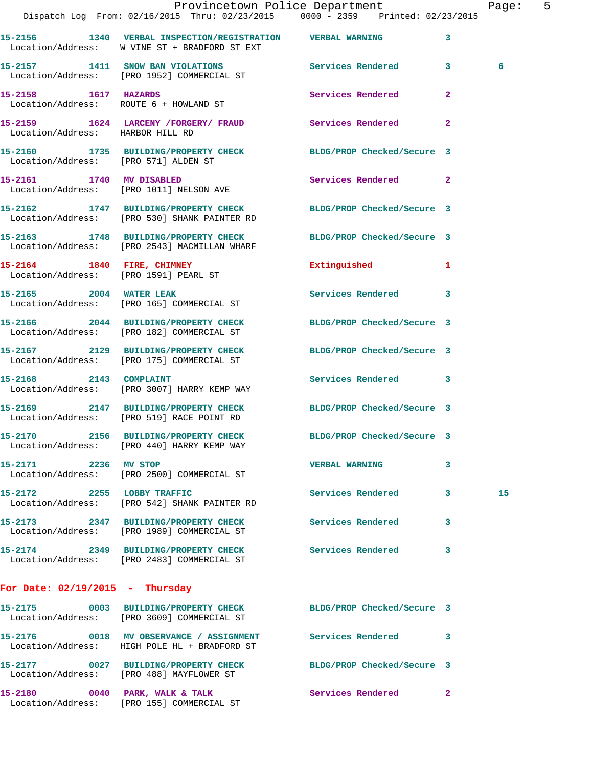15-2156 1340 VERBAL INSPECTION/REGISTRATION VERBAL WARNING 3
Location/Address: W VINE ST + BRADFORD ST EXT

15-2157 1411 SNOW BAN VIOLATIONS Services Rendered 3 6
Location/Address: [PRO 1952] COMMERCIAL ST

15-2158 1617 HAZARDS Services Rendered 2
Location/Address: ROUTE 6 + HOWLAND ST

15-2159 1624 LARCENY /FORGERY/ FRAUD Services Rendered 2
Location/Address: HARBOR HILL RD

15-2160 1735 BUILDING/PROPERTY CHECK BLDG/PROP Checked/Secure 3
Location/Address: [PRO 571] ALDEN ST

15-2161 1740 MV DISABLED Services Rendered 2
Location/Address: [PRO 1011] NELSON AVE

15-2162 1747 BUILDING/PROPERTY CHECK BLDG/PROP Checked/Secure 3
Location/Address: [PRO 530] SHANK PAINTER RD

15-2163 1748 BUILDING/PROPERTY CHECK BLDG/PROP Checked/Secure 3
Location/Address: [PRO 2543] MACMILLAN WHARF

15-2164 1840 FIRE, CHIMNEY Extinguished 1
Location/Address: [PRO 1591] PEARL ST

15-2165 2004 WATER LEAK Services Rendered 3
Location/Address: [PRO 165] COMMERCIAL ST

15-2166 2044 BUILDING/PROPERTY CHECK BLDG/PROP Checked/Secure 3
Location/Address: [PRO 182] COMMERCIAL ST

15-2167 2129 BUILDING/PROPERTY CHECK BLDG/PROP Checked/Secure 3
Location/Address: [PRO 175] COMMERCIAL ST

15-2168 2143 COMPLAINT Services Rendered 3
Location/Address: [PRO 3007] HARRY KEMP WAY

15-2169 2147 BUILDING/PROPERTY CHECK BLDG/PROP Checked/Secure 3
Location/Address: [PRO 519] RACE POINT RD

15-2170 2156 BUILDING/PROPERTY CHECK BLDG/PROP Checked/Secure 3
Location/Address: [PRO 440] HARRY KEMP WAY

15-2171 2236 MV STOP VERBAL WARNING 3
Location/Address: [PRO 2500] COMMERCIAL ST

15-2172 2255 LOBBY TRAFFIC Services Rendered 3 15
Location/Address: [PRO 542] SHANK PAINTER RD

15-2173 2347 BUILDING/PROPERTY CHECK Services Rendered 3
Location/Address: [PRO 1989] COMMERCIAL ST

15-2174 2349 BUILDING/PROPERTY CHECK Services Rendered 3
Location/Address: [PRO 2483] COMMERCIAL ST

## For Date: 02/19/2015 - Thursday

15-2175 0003 BUILDING/PROPERTY CHECK BLDG/PROP Checked/Secure 3
Location/Address: [PRO 3609] COMMERCIAL ST

15-2176 0018 MV OBSERVANCE / ASSIGNMENT Services Rendered 3
Location/Address: HIGH POLE HL + BRADFORD ST

15-2177 0027 BUILDING/PROPERTY CHECK BLDG/PROP Checked/Secure 3
Location/Address: [PRO 488] MAYFLOWER ST

15-2180 0040 PARK, WALK & TALK Services Rendered 2
Location/Address: [PRO 155] COMMERCIAL ST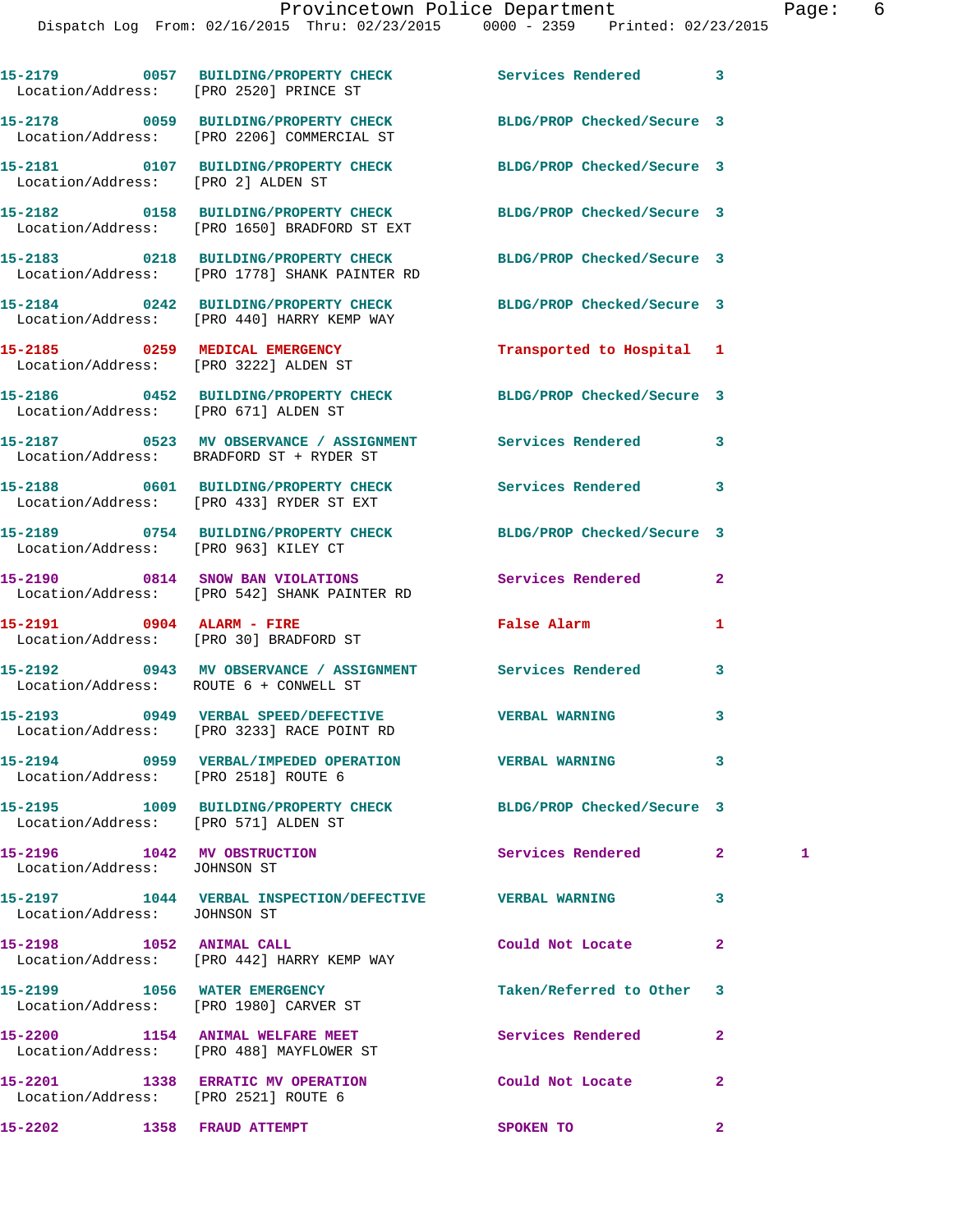15-2179 0057 BUILDING/PROPERTY CHECK Services Rendered 3
Location/Address: [PRO 2520] PRINCE ST

15-2178 0059 BUILDING/PROPERTY CHECK BLDG/PROP Checked/Secure 3
Location/Address: [PRO 2206] COMMERCIAL ST

15-2181 0107 BUILDING/PROPERTY CHECK BLDG/PROP Checked/Secure 3
Location/Address: [PRO 2] ALDEN ST

15-2182 0158 BUILDING/PROPERTY CHECK BLDG/PROP Checked/Secure 3
Location/Address: [PRO 1650] BRADFORD ST EXT

15-2183 0218 BUILDING/PROPERTY CHECK BLDG/PROP Checked/Secure 3
Location/Address: [PRO 1778] SHANK PAINTER RD

15-2184 0242 BUILDING/PROPERTY CHECK BLDG/PROP Checked/Secure 3
Location/Address: [PRO 440] HARRY KEMP WAY

15-2185 0259 MEDICAL EMERGENCY Transported to Hospital 1
Location/Address: [PRO 3222] ALDEN ST

15-2186 0452 BUILDING/PROPERTY CHECK BLDG/PROP Checked/Secure 3
Location/Address: [PRO 671] ALDEN ST

15-2187 0523 MV OBSERVANCE / ASSIGNMENT Services Rendered 3
Location/Address: BRADFORD ST + RYDER ST

15-2188 0601 BUILDING/PROPERTY CHECK Services Rendered 3
Location/Address: [PRO 433] RYDER ST EXT

15-2189 0754 BUILDING/PROPERTY CHECK BLDG/PROP Checked/Secure 3
Location/Address: [PRO 963] KILEY CT

15-2190 0814 SNOW BAN VIOLATIONS Services Rendered 2
Location/Address: [PRO 542] SHANK PAINTER RD

15-2191 0904 ALARM - FIRE False Alarm 1
Location/Address: [PRO 30] BRADFORD ST

15-2192 0943 MV OBSERVANCE / ASSIGNMENT Services Rendered 3
Location/Address: ROUTE 6 + CONWELL ST

15-2193 0949 VERBAL SPEED/DEFECTIVE VERBAL WARNING 3
Location/Address: [PRO 3233] RACE POINT RD

15-2194 0959 VERBAL/IMPEDED OPERATION VERBAL WARNING 3
Location/Address: [PRO 2518] ROUTE 6

15-2195 1009 BUILDING/PROPERTY CHECK BLDG/PROP Checked/Secure 3
Location/Address: [PRO 571] ALDEN ST

15-2196 1042 MV OBSTRUCTION Services Rendered 2 1
Location/Address: JOHNSON ST

15-2197 1044 VERBAL INSPECTION/DEFECTIVE VERBAL WARNING 3
Location/Address: JOHNSON ST

15-2198 1052 ANIMAL CALL Could Not Locate 2
Location/Address: [PRO 442] HARRY KEMP WAY

15-2199 1056 WATER EMERGENCY Taken/Referred to Other 3
Location/Address: [PRO 1980] CARVER ST

15-2200 1154 ANIMAL WELFARE MEET Services Rendered 2
Location/Address: [PRO 488] MAYFLOWER ST

15-2201 1338 ERRATIC MV OPERATION Could Not Locate 2
Location/Address: [PRO 2521] ROUTE 6

15-2202 1358 FRAUD ATTEMPT SPOKEN TO 2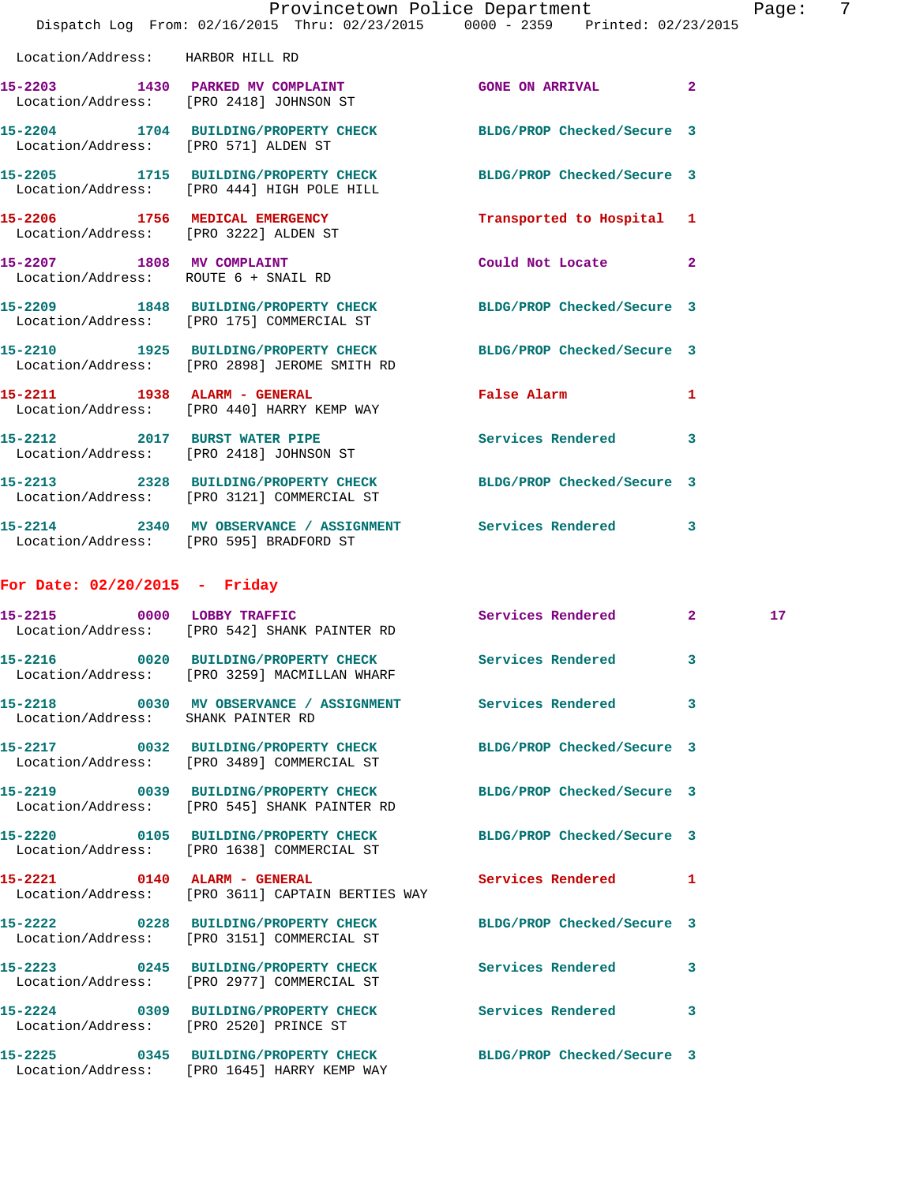Location/Address: HARBOR HILL RD

15-2203 1430 PARKED MV COMPLAINT GONE ON ARRIVAL 2
Location/Address: [PRO 2418] JOHNSON ST

15-2204 1704 BUILDING/PROPERTY CHECK BLDG/PROP Checked/Secure 3
Location/Address: [PRO 571] ALDEN ST

15-2205 1715 BUILDING/PROPERTY CHECK BLDG/PROP Checked/Secure 3
Location/Address: [PRO 444] HIGH POLE HILL

15-2206 1756 MEDICAL EMERGENCY Transported to Hospital 1
Location/Address: [PRO 3222] ALDEN ST

15-2207 1808 MV COMPLAINT Could Not Locate 2
Location/Address: ROUTE 6 + SNAIL RD

15-2209 1848 BUILDING/PROPERTY CHECK BLDG/PROP Checked/Secure 3
Location/Address: [PRO 175] COMMERCIAL ST

15-2210 1925 BUILDING/PROPERTY CHECK BLDG/PROP Checked/Secure 3
Location/Address: [PRO 2898] JEROME SMITH RD

15-2211 1938 ALARM - GENERAL False Alarm 1
Location/Address: [PRO 440] HARRY KEMP WAY

15-2212 2017 BURST WATER PIPE Services Rendered 3
Location/Address: [PRO 2418] JOHNSON ST

15-2213 2328 BUILDING/PROPERTY CHECK BLDG/PROP Checked/Secure 3
Location/Address: [PRO 3121] COMMERCIAL ST

15-2214 2340 MV OBSERVANCE / ASSIGNMENT Services Rendered 3
Location/Address: [PRO 595] BRADFORD ST

## For Date: 02/20/2015 - Friday

15-2215 0000 LOBBY TRAFFIC Services Rendered 2 17
Location/Address: [PRO 542] SHANK PAINTER RD

15-2216 0020 BUILDING/PROPERTY CHECK Services Rendered 3
Location/Address: [PRO 3259] MACMILLAN WHARF

15-2218 0030 MV OBSERVANCE / ASSIGNMENT Services Rendered 3
Location/Address: SHANK PAINTER RD

15-2217 0032 BUILDING/PROPERTY CHECK BLDG/PROP Checked/Secure 3
Location/Address: [PRO 3489] COMMERCIAL ST

15-2219 0039 BUILDING/PROPERTY CHECK BLDG/PROP Checked/Secure 3
Location/Address: [PRO 545] SHANK PAINTER RD

15-2220 0105 BUILDING/PROPERTY CHECK BLDG/PROP Checked/Secure 3
Location/Address: [PRO 1638] COMMERCIAL ST

15-2221 0140 ALARM - GENERAL Services Rendered 1
Location/Address: [PRO 3611] CAPTAIN BERTIES WAY

15-2222 0228 BUILDING/PROPERTY CHECK BLDG/PROP Checked/Secure 3
Location/Address: [PRO 3151] COMMERCIAL ST

15-2223 0245 BUILDING/PROPERTY CHECK Services Rendered 3
Location/Address: [PRO 2977] COMMERCIAL ST

15-2224 0309 BUILDING/PROPERTY CHECK Services Rendered 3
Location/Address: [PRO 2520] PRINCE ST

15-2225 0345 BUILDING/PROPERTY CHECK BLDG/PROP Checked/Secure 3
Location/Address: [PRO 1645] HARRY KEMP WAY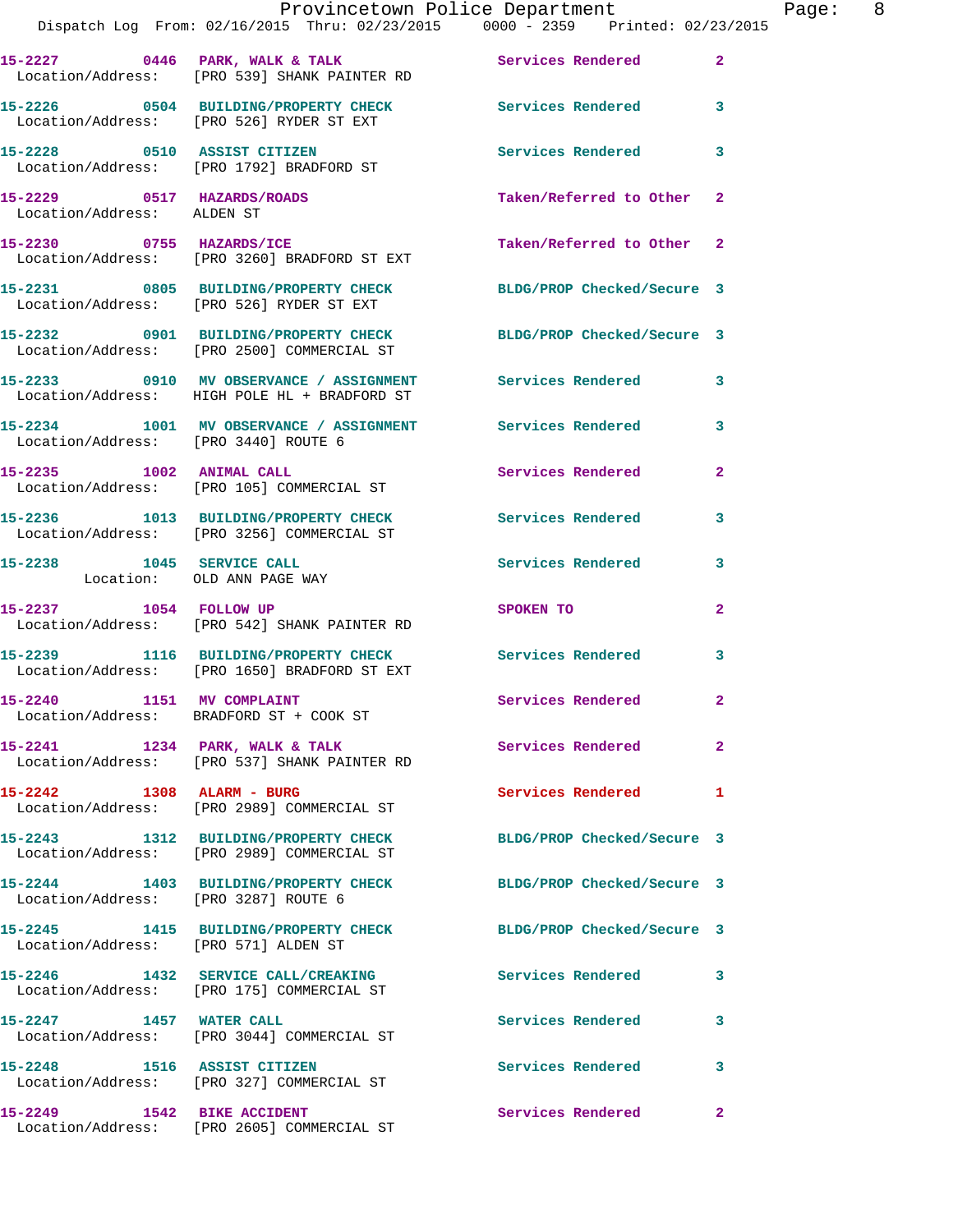15-2227 0446 PARK, WALK & TALK Services Rendered 2
Location/Address: [PRO 539] SHANK PAINTER RD

15-2226 0504 BUILDING/PROPERTY CHECK Services Rendered 3
Location/Address: [PRO 526] RYDER ST EXT

15-2228 0510 ASSIST CITIZEN Services Rendered 3
Location/Address: [PRO 1792] BRADFORD ST

15-2229 0517 HAZARDS/ROADS Taken/Referred to Other 2
Location/Address: ALDEN ST

15-2230 0755 HAZARDS/ICE Taken/Referred to Other 2
Location/Address: [PRO 3260] BRADFORD ST EXT

15-2231 0805 BUILDING/PROPERTY CHECK BLDG/PROP Checked/Secure 3
Location/Address: [PRO 526] RYDER ST EXT

15-2232 0901 BUILDING/PROPERTY CHECK BLDG/PROP Checked/Secure 3
Location/Address: [PRO 2500] COMMERCIAL ST

15-2233 0910 MV OBSERVANCE / ASSIGNMENT Services Rendered 3
Location/Address: HIGH POLE HL + BRADFORD ST

15-2234 1001 MV OBSERVANCE / ASSIGNMENT Services Rendered 3
Location/Address: [PRO 3440] ROUTE 6

15-2235 1002 ANIMAL CALL Services Rendered 2
Location/Address: [PRO 105] COMMERCIAL ST

15-2236 1013 BUILDING/PROPERTY CHECK Services Rendered 3
Location/Address: [PRO 3256] COMMERCIAL ST

15-2238 1045 SERVICE CALL Services Rendered 3
Location: OLD ANN PAGE WAY

15-2237 1054 FOLLOW UP SPOKEN TO 2
Location/Address: [PRO 542] SHANK PAINTER RD

15-2239 1116 BUILDING/PROPERTY CHECK Services Rendered 3
Location/Address: [PRO 1650] BRADFORD ST EXT

15-2240 1151 MV COMPLAINT Services Rendered 2
Location/Address: BRADFORD ST + COOK ST

15-2241 1234 PARK, WALK & TALK Services Rendered 2
Location/Address: [PRO 537] SHANK PAINTER RD

15-2242 1308 ALARM - BURG Services Rendered 1
Location/Address: [PRO 2989] COMMERCIAL ST

15-2243 1312 BUILDING/PROPERTY CHECK BLDG/PROP Checked/Secure 3
Location/Address: [PRO 2989] COMMERCIAL ST

15-2244 1403 BUILDING/PROPERTY CHECK BLDG/PROP Checked/Secure 3
Location/Address: [PRO 3287] ROUTE 6

15-2245 1415 BUILDING/PROPERTY CHECK BLDG/PROP Checked/Secure 3
Location/Address: [PRO 571] ALDEN ST

15-2246 1432 SERVICE CALL/CREAKING Services Rendered 3
Location/Address: [PRO 175] COMMERCIAL ST

15-2247 1457 WATER CALL Services Rendered 3
Location/Address: [PRO 3044] COMMERCIAL ST

15-2248 1516 ASSIST CITIZEN Services Rendered 3
Location/Address: [PRO 327] COMMERCIAL ST

15-2249 1542 BIKE ACCIDENT Services Rendered 2
Location/Address: [PRO 2605] COMMERCIAL ST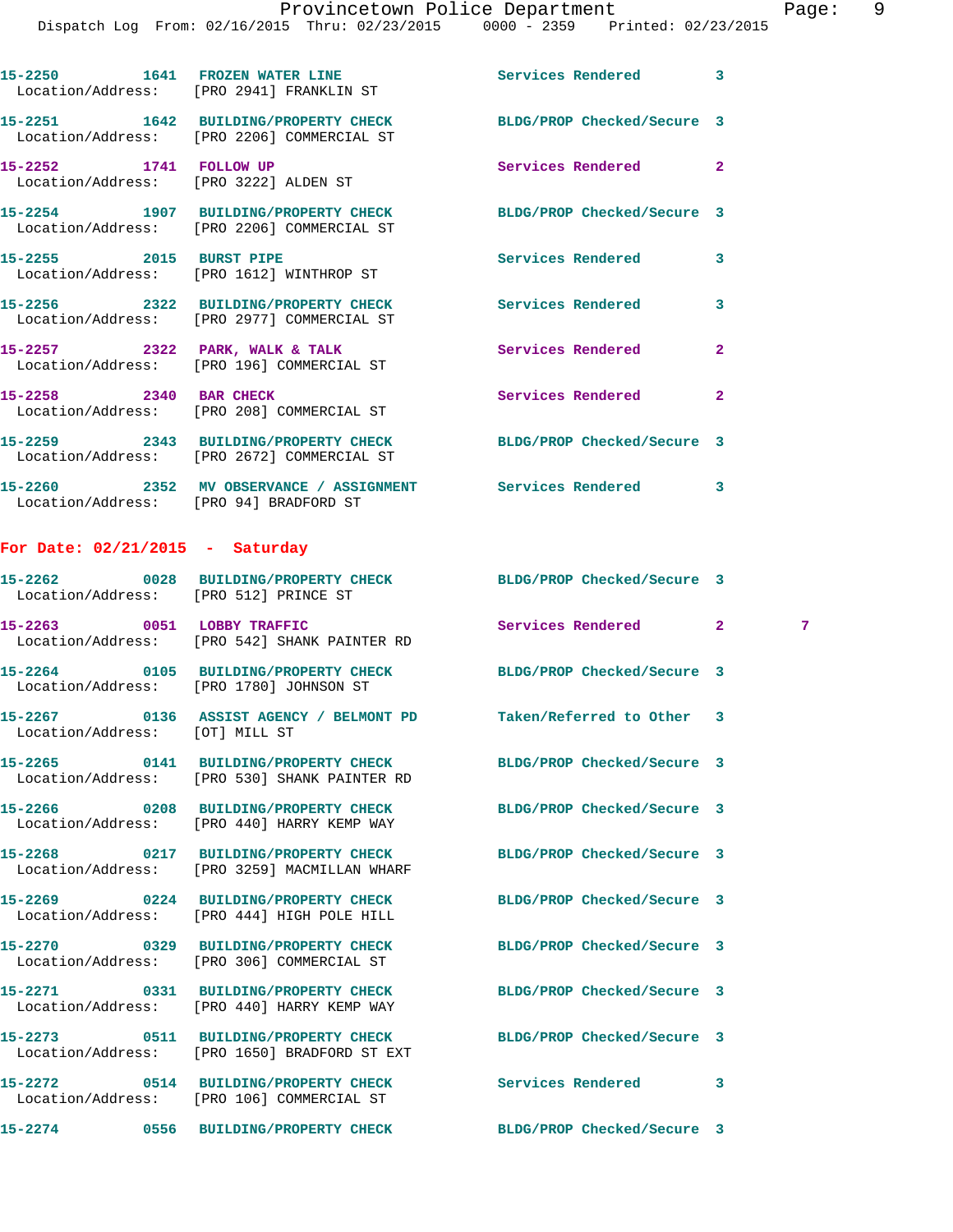15-2250 1641 FROZEN WATER LINE Services Rendered 3
Location/Address: [PRO 2941] FRANKLIN ST

15-2251 1642 BUILDING/PROPERTY CHECK BLDG/PROP Checked/Secure 3
Location/Address: [PRO 2206] COMMERCIAL ST

15-2252 1741 FOLLOW UP Services Rendered 2
Location/Address: [PRO 3222] ALDEN ST

15-2254 1907 BUILDING/PROPERTY CHECK BLDG/PROP Checked/Secure 3
Location/Address: [PRO 2206] COMMERCIAL ST

15-2255 2015 BURST PIPE Services Rendered 3
Location/Address: [PRO 1612] WINTHROP ST

15-2256 2322 BUILDING/PROPERTY CHECK Services Rendered 3
Location/Address: [PRO 2977] COMMERCIAL ST

15-2257 2322 PARK, WALK & TALK Services Rendered 2
Location/Address: [PRO 196] COMMERCIAL ST

15-2258 2340 BAR CHECK Services Rendered 2
Location/Address: [PRO 208] COMMERCIAL ST

15-2259 2343 BUILDING/PROPERTY CHECK BLDG/PROP Checked/Secure 3
Location/Address: [PRO 2672] COMMERCIAL ST

15-2260 2352 MV OBSERVANCE / ASSIGNMENT Services Rendered 3
Location/Address: [PRO 94] BRADFORD ST

## For Date: 02/21/2015 - Saturday

15-2262 0028 BUILDING/PROPERTY CHECK BLDG/PROP Checked/Secure 3
Location/Address: [PRO 512] PRINCE ST

15-2263 0051 LOBBY TRAFFIC Services Rendered 2 7
Location/Address: [PRO 542] SHANK PAINTER RD

15-2264 0105 BUILDING/PROPERTY CHECK BLDG/PROP Checked/Secure 3
Location/Address: [PRO 1780] JOHNSON ST

15-2267 0136 ASSIST AGENCY / BELMONT PD Taken/Referred to Other 3
Location/Address: [OT] MILL ST

15-2265 0141 BUILDING/PROPERTY CHECK BLDG/PROP Checked/Secure 3
Location/Address: [PRO 530] SHANK PAINTER RD

15-2266 0208 BUILDING/PROPERTY CHECK BLDG/PROP Checked/Secure 3
Location/Address: [PRO 440] HARRY KEMP WAY

15-2268 0217 BUILDING/PROPERTY CHECK BLDG/PROP Checked/Secure 3
Location/Address: [PRO 3259] MACMILLAN WHARF

15-2269 0224 BUILDING/PROPERTY CHECK BLDG/PROP Checked/Secure 3
Location/Address: [PRO 444] HIGH POLE HILL

15-2270 0329 BUILDING/PROPERTY CHECK BLDG/PROP Checked/Secure 3
Location/Address: [PRO 306] COMMERCIAL ST

15-2271 0331 BUILDING/PROPERTY CHECK BLDG/PROP Checked/Secure 3
Location/Address: [PRO 440] HARRY KEMP WAY

15-2273 0511 BUILDING/PROPERTY CHECK BLDG/PROP Checked/Secure 3
Location/Address: [PRO 1650] BRADFORD ST EXT

15-2272 0514 BUILDING/PROPERTY CHECK Services Rendered 3
Location/Address: [PRO 106] COMMERCIAL ST

15-2274 0556 BUILDING/PROPERTY CHECK BLDG/PROP Checked/Secure 3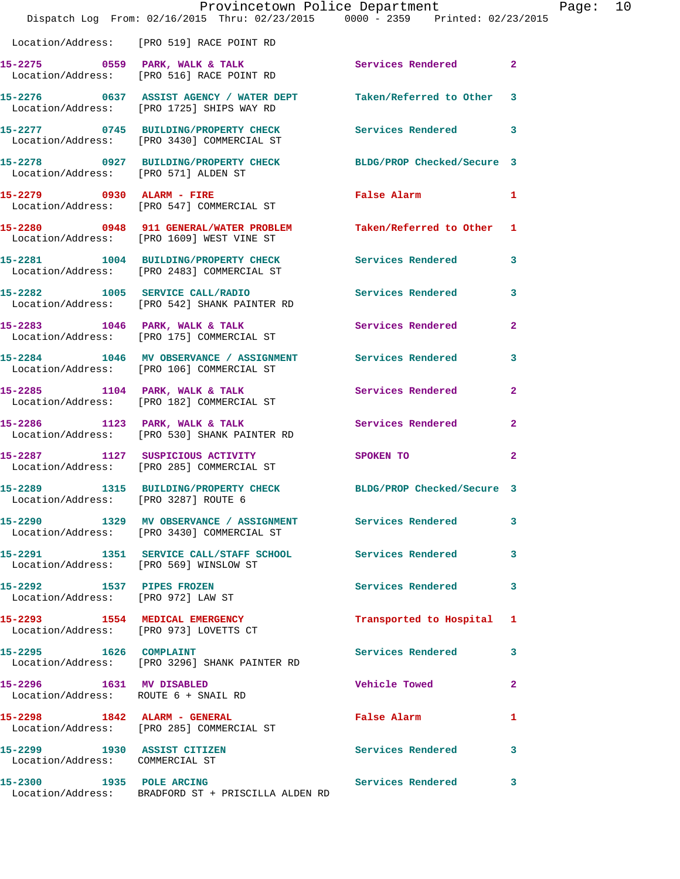Location/Address: [PRO 519] RACE POINT RD

| Call # | Time | Call Reason | Action | Priority |
|---|---|---|---|---|
| 15-2275 | 0559 | PARK, WALK & TALK | Services Rendered | 2 |
| Location/Address: | [PRO 516] RACE POINT RD | | | |
| 15-2276 | 0637 | ASSIST AGENCY / WATER DEPT | Taken/Referred to Other | 3 |
| Location/Address: | [PRO 1725] SHIPS WAY RD | | | |
| 15-2277 | 0745 | BUILDING/PROPERTY CHECK | Services Rendered | 3 |
| Location/Address: | [PRO 3430] COMMERCIAL ST | | | |
| 15-2278 | 0927 | BUILDING/PROPERTY CHECK | BLDG/PROP Checked/Secure | 3 |
| Location/Address: | [PRO 571] ALDEN ST | | | |
| 15-2279 | 0930 | ALARM - FIRE | False Alarm | 1 |
| Location/Address: | [PRO 547] COMMERCIAL ST | | | |
| 15-2280 | 0948 | 911 GENERAL/WATER PROBLEM | Taken/Referred to Other | 1 |
| Location/Address: | [PRO 1609] WEST VINE ST | | | |
| 15-2281 | 1004 | BUILDING/PROPERTY CHECK | Services Rendered | 3 |
| Location/Address: | [PRO 2483] COMMERCIAL ST | | | |
| 15-2282 | 1005 | SERVICE CALL/RADIO | Services Rendered | 3 |
| Location/Address: | [PRO 542] SHANK PAINTER RD | | | |
| 15-2283 | 1046 | PARK, WALK & TALK | Services Rendered | 2 |
| Location/Address: | [PRO 175] COMMERCIAL ST | | | |
| 15-2284 | 1046 | MV OBSERVANCE / ASSIGNMENT | Services Rendered | 3 |
| Location/Address: | [PRO 106] COMMERCIAL ST | | | |
| 15-2285 | 1104 | PARK, WALK & TALK | Services Rendered | 2 |
| Location/Address: | [PRO 182] COMMERCIAL ST | | | |
| 15-2286 | 1123 | PARK, WALK & TALK | Services Rendered | 2 |
| Location/Address: | [PRO 530] SHANK PAINTER RD | | | |
| 15-2287 | 1127 | SUSPICIOUS ACTIVITY | SPOKEN TO | 2 |
| Location/Address: | [PRO 285] COMMERCIAL ST | | | |
| 15-2289 | 1315 | BUILDING/PROPERTY CHECK | BLDG/PROP Checked/Secure | 3 |
| Location/Address: | [PRO 3287] ROUTE 6 | | | |
| 15-2290 | 1329 | MV OBSERVANCE / ASSIGNMENT | Services Rendered | 3 |
| Location/Address: | [PRO 3430] COMMERCIAL ST | | | |
| 15-2291 | 1351 | SERVICE CALL/STAFF SCHOOL | Services Rendered | 3 |
| Location/Address: | [PRO 569] WINSLOW ST | | | |
| 15-2292 | 1537 | PIPES FROZEN | Services Rendered | 3 |
| Location/Address: | [PRO 972] LAW ST | | | |
| 15-2293 | 1554 | MEDICAL EMERGENCY | Transported to Hospital | 1 |
| Location/Address: | [PRO 973] LOVETTS CT | | | |
| 15-2295 | 1626 | COMPLAINT | Services Rendered | 3 |
| Location/Address: | [PRO 3296] SHANK PAINTER RD | | | |
| 15-2296 | 1631 | MV DISABLED | Vehicle Towed | 2 |
| Location/Address: | ROUTE 6 + SNAIL RD | | | |
| 15-2298 | 1842 | ALARM - GENERAL | False Alarm | 1 |
| Location/Address: | [PRO 285] COMMERCIAL ST | | | |
| 15-2299 | 1930 | ASSIST CITIZEN | Services Rendered | 3 |
| Location/Address: | COMMERCIAL ST | | | |
| 15-2300 | 1935 | POLE ARCING | Services Rendered | 3 |
| Location/Address: | BRADFORD ST + PRISCILLA ALDEN RD | | | |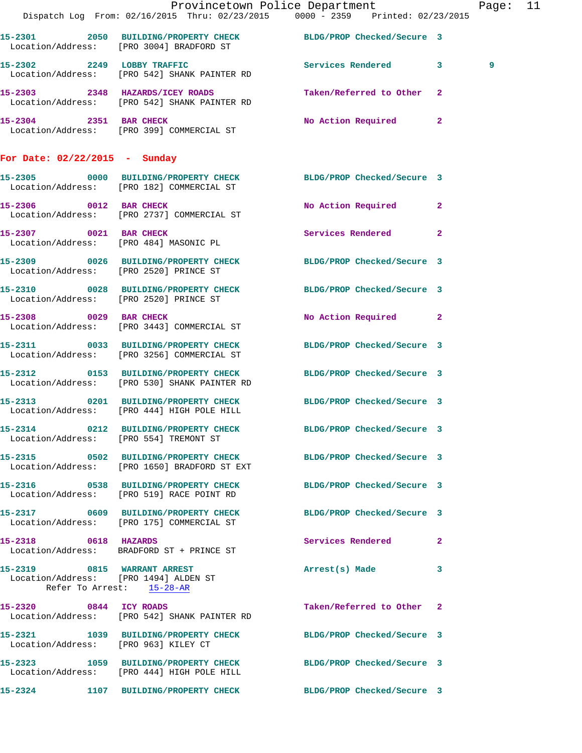15-2301 2050 BUILDING/PROPERTY CHECK BLDG/PROP Checked/Secure 3
Location/Address: [PRO 3004] BRADFORD ST

15-2302 2249 LOBBY TRAFFIC Services Rendered 3 9
Location/Address: [PRO 542] SHANK PAINTER RD

15-2303 2348 HAZARDS/ICEY ROADS Taken/Referred to Other 2
Location/Address: [PRO 542] SHANK PAINTER RD

15-2304 2351 BAR CHECK No Action Required 2
Location/Address: [PRO 399] COMMERCIAL ST

## For Date: 02/22/2015 - Sunday

15-2305 0000 BUILDING/PROPERTY CHECK BLDG/PROP Checked/Secure 3
Location/Address: [PRO 182] COMMERCIAL ST

15-2306 0012 BAR CHECK No Action Required 2
Location/Address: [PRO 2737] COMMERCIAL ST

15-2307 0021 BAR CHECK Services Rendered 2
Location/Address: [PRO 484] MASONIC PL

15-2309 0026 BUILDING/PROPERTY CHECK BLDG/PROP Checked/Secure 3
Location/Address: [PRO 2520] PRINCE ST

15-2310 0028 BUILDING/PROPERTY CHECK BLDG/PROP Checked/Secure 3
Location/Address: [PRO 2520] PRINCE ST

15-2308 0029 BAR CHECK No Action Required 2
Location/Address: [PRO 3443] COMMERCIAL ST

15-2311 0033 BUILDING/PROPERTY CHECK BLDG/PROP Checked/Secure 3
Location/Address: [PRO 3256] COMMERCIAL ST

15-2312 0153 BUILDING/PROPERTY CHECK BLDG/PROP Checked/Secure 3
Location/Address: [PRO 530] SHANK PAINTER RD

15-2313 0201 BUILDING/PROPERTY CHECK BLDG/PROP Checked/Secure 3
Location/Address: [PRO 444] HIGH POLE HILL

15-2314 0212 BUILDING/PROPERTY CHECK BLDG/PROP Checked/Secure 3
Location/Address: [PRO 554] TREMONT ST

15-2315 0502 BUILDING/PROPERTY CHECK BLDG/PROP Checked/Secure 3
Location/Address: [PRO 1650] BRADFORD ST EXT

15-2316 0538 BUILDING/PROPERTY CHECK BLDG/PROP Checked/Secure 3
Location/Address: [PRO 519] RACE POINT RD

15-2317 0609 BUILDING/PROPERTY CHECK BLDG/PROP Checked/Secure 3
Location/Address: [PRO 175] COMMERCIAL ST

15-2318 0618 HAZARDS Services Rendered 2
Location/Address: BRADFORD ST + PRINCE ST

15-2319 0815 WARRANT ARREST Arrest(s) Made 3
Location/Address: [PRO 1494] ALDEN ST
Refer To Arrest: 15-28-AR

15-2320 0844 ICY ROADS Taken/Referred to Other 2
Location/Address: [PRO 542] SHANK PAINTER RD

15-2321 1039 BUILDING/PROPERTY CHECK BLDG/PROP Checked/Secure 3
Location/Address: [PRO 963] KILEY CT

15-2323 1059 BUILDING/PROPERTY CHECK BLDG/PROP Checked/Secure 3
Location/Address: [PRO 444] HIGH POLE HILL

15-2324 1107 BUILDING/PROPERTY CHECK BLDG/PROP Checked/Secure 3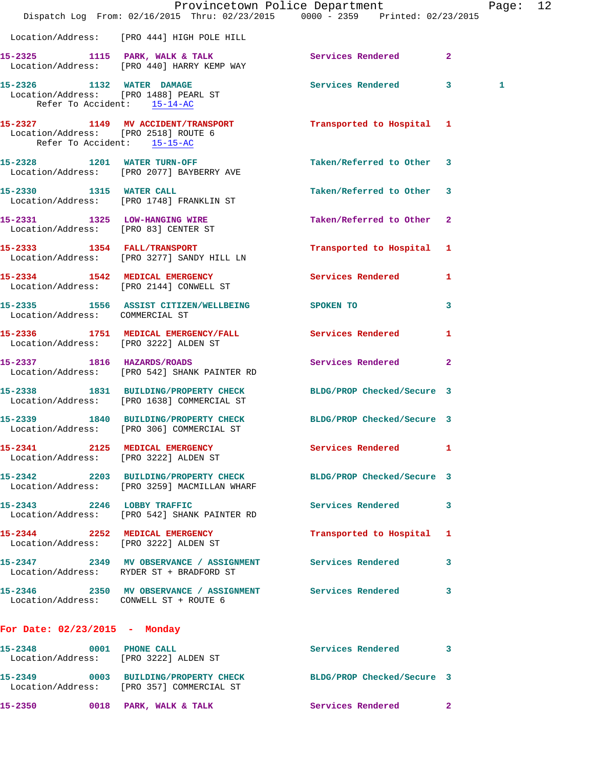Location/Address: [PRO 444] HIGH POLE HILL

**15-2325** 1115 **PARK, WALK & TALK** Services Rendered 2
Location/Address: [PRO 440] HARRY KEMP WAY

**15-2326** 1132 **WATER DAMAGE** Services Rendered 3 1
Location/Address: [PRO 1488] PEARL ST
Refer To Accident: 15-14-AC

**15-2327** 1149 **MV ACCIDENT/TRANSPORT** Transported to Hospital 1
Location/Address: [PRO 2518] ROUTE 6
Refer To Accident: 15-15-AC

**15-2328** 1201 **WATER TURN-OFF** Taken/Referred to Other 3
Location/Address: [PRO 2077] BAYBERRY AVE

**15-2330** 1315 **WATER CALL** Taken/Referred to Other 3
Location/Address: [PRO 1748] FRANKLIN ST

**15-2331** 1325 **LOW-HANGING WIRE** Taken/Referred to Other 2
Location/Address: [PRO 83] CENTER ST

**15-2333** 1354 **FALL/TRANSPORT** Transported to Hospital 1
Location/Address: [PRO 3277] SANDY HILL LN

**15-2334** 1542 **MEDICAL EMERGENCY** Services Rendered 1
Location/Address: [PRO 2144] CONWELL ST

**15-2335** 1556 **ASSIST CITIZEN/WELLBEING** SPOKEN TO 3
Location/Address: COMMERCIAL ST

**15-2336** 1751 **MEDICAL EMERGENCY/FALL** Services Rendered 1
Location/Address: [PRO 3222] ALDEN ST

**15-2337** 1816 **HAZARDS/ROADS** Services Rendered 2
Location/Address: [PRO 542] SHANK PAINTER RD

**15-2338** 1831 **BUILDING/PROPERTY CHECK** BLDG/PROP Checked/Secure 3
Location/Address: [PRO 1638] COMMERCIAL ST

**15-2339** 1840 **BUILDING/PROPERTY CHECK** BLDG/PROP Checked/Secure 3
Location/Address: [PRO 306] COMMERCIAL ST

**15-2341** 2125 **MEDICAL EMERGENCY** Services Rendered 1
Location/Address: [PRO 3222] ALDEN ST

**15-2342** 2203 **BUILDING/PROPERTY CHECK** BLDG/PROP Checked/Secure 3
Location/Address: [PRO 3259] MACMILLAN WHARF

**15-2343** 2246 **LOBBY TRAFFIC** Services Rendered 3
Location/Address: [PRO 542] SHANK PAINTER RD

**15-2344** 2252 **MEDICAL EMERGENCY** Transported to Hospital 1
Location/Address: [PRO 3222] ALDEN ST

**15-2347** 2349 **MV OBSERVANCE / ASSIGNMENT** Services Rendered 3
Location/Address: RYDER ST + BRADFORD ST

**15-2346** 2350 **MV OBSERVANCE / ASSIGNMENT** Services Rendered 3
Location/Address: CONWELL ST + ROUTE 6

## For Date: 02/23/2015 - Monday

**15-2348** 0001 **PHONE CALL** Services Rendered 3
Location/Address: [PRO 3222] ALDEN ST

**15-2349** 0003 **BUILDING/PROPERTY CHECK** BLDG/PROP Checked/Secure 3
Location/Address: [PRO 357] COMMERCIAL ST

**15-2350** 0018 **PARK, WALK & TALK** Services Rendered 2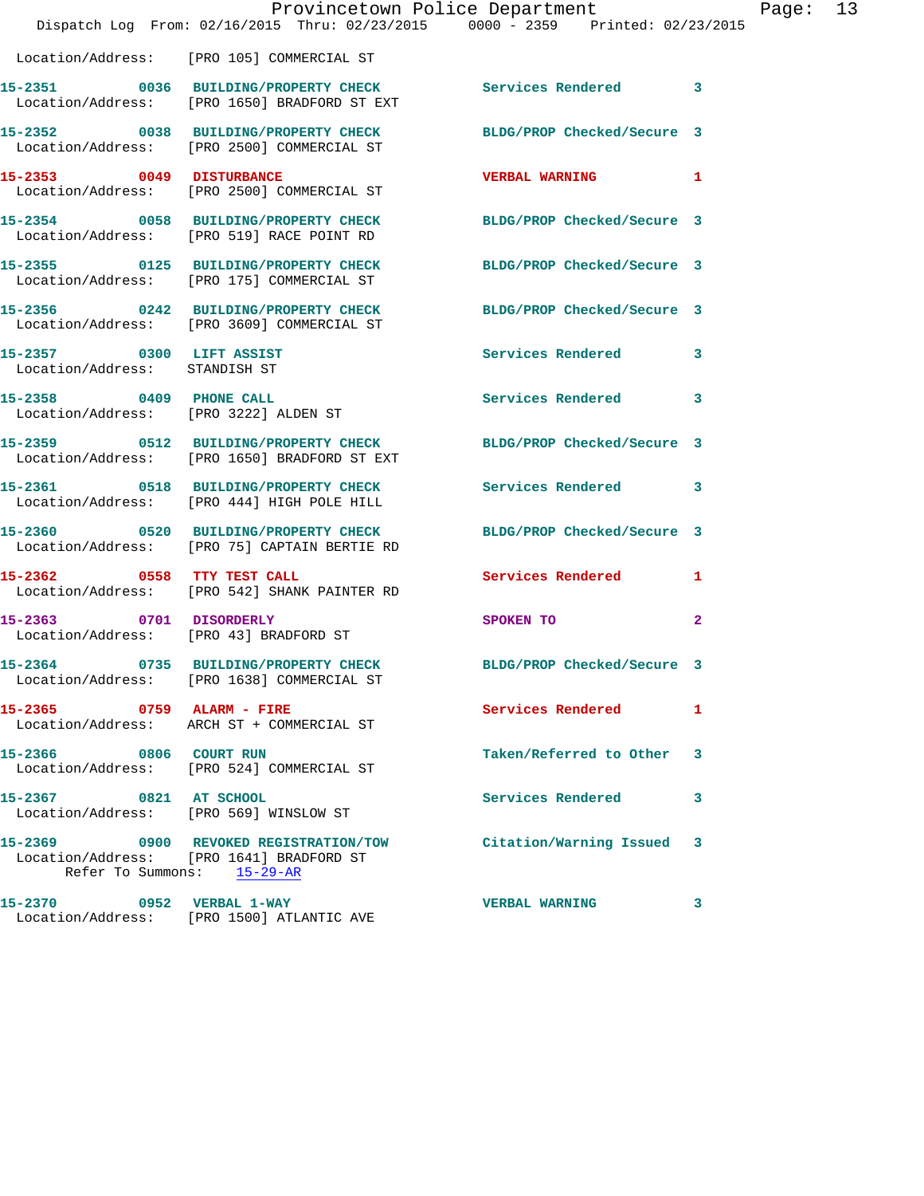Location/Address: [PRO 105] COMMERCIAL ST

| | | | | |
|---|---|---|---|---|
| 15-2351 | 0036 | BUILDING/PROPERTY CHECK | Services Rendered | 3 |
| Location/Address: | [PRO 1650] BRADFORD ST EXT | | | |
| 15-2352 | 0038 | BUILDING/PROPERTY CHECK | BLDG/PROP Checked/Secure | 3 |
| Location/Address: | [PRO 2500] COMMERCIAL ST | | | |
| 15-2353 | 0049 | DISTURBANCE | VERBAL WARNING | 1 |
| Location/Address: | [PRO 2500] COMMERCIAL ST | | | |
| 15-2354 | 0058 | BUILDING/PROPERTY CHECK | BLDG/PROP Checked/Secure | 3 |
| Location/Address: | [PRO 519] RACE POINT RD | | | |
| 15-2355 | 0125 | BUILDING/PROPERTY CHECK | BLDG/PROP Checked/Secure | 3 |
| Location/Address: | [PRO 175] COMMERCIAL ST | | | |
| 15-2356 | 0242 | BUILDING/PROPERTY CHECK | BLDG/PROP Checked/Secure | 3 |
| Location/Address: | [PRO 3609] COMMERCIAL ST | | | |
| 15-2357 | 0300 | LIFT ASSIST | Services Rendered | 3 |
| Location/Address: | STANDISH ST | | | |
| 15-2358 | 0409 | PHONE CALL | Services Rendered | 3 |
| Location/Address: | [PRO 3222] ALDEN ST | | | |
| 15-2359 | 0512 | BUILDING/PROPERTY CHECK | BLDG/PROP Checked/Secure | 3 |
| Location/Address: | [PRO 1650] BRADFORD ST EXT | | | |
| 15-2361 | 0518 | BUILDING/PROPERTY CHECK | Services Rendered | 3 |
| Location/Address: | [PRO 444] HIGH POLE HILL | | | |
| 15-2360 | 0520 | BUILDING/PROPERTY CHECK | BLDG/PROP Checked/Secure | 3 |
| Location/Address: | [PRO 75] CAPTAIN BERTIE RD | | | |
| 15-2362 | 0558 | TTY TEST CALL | Services Rendered | 1 |
| Location/Address: | [PRO 542] SHANK PAINTER RD | | | |
| 15-2363 | 0701 | DISORDERLY | SPOKEN TO | 2 |
| Location/Address: | [PRO 43] BRADFORD ST | | | |
| 15-2364 | 0735 | BUILDING/PROPERTY CHECK | BLDG/PROP Checked/Secure | 3 |
| Location/Address: | [PRO 1638] COMMERCIAL ST | | | |
| 15-2365 | 0759 | ALARM - FIRE | Services Rendered | 1 |
| Location/Address: | ARCH ST + COMMERCIAL ST | | | |
| 15-2366 | 0806 | COURT RUN | Taken/Referred to Other | 3 |
| Location/Address: | [PRO 524] COMMERCIAL ST | | | |
| 15-2367 | 0821 | AT SCHOOL | Services Rendered | 3 |
| Location/Address: | [PRO 569] WINSLOW ST | | | |
| 15-2369 | 0900 | REVOKED REGISTRATION/TOW | Citation/Warning Issued | 3 |
| Location/Address: | [PRO 1641] BRADFORD ST | | | |
| Refer To Summons: | 15-29-AR | | | |
| 15-2370 | 0952 | VERBAL 1-WAY | VERBAL WARNING | 3 |
| Location/Address: | [PRO 1500] ATLANTIC AVE | | | |